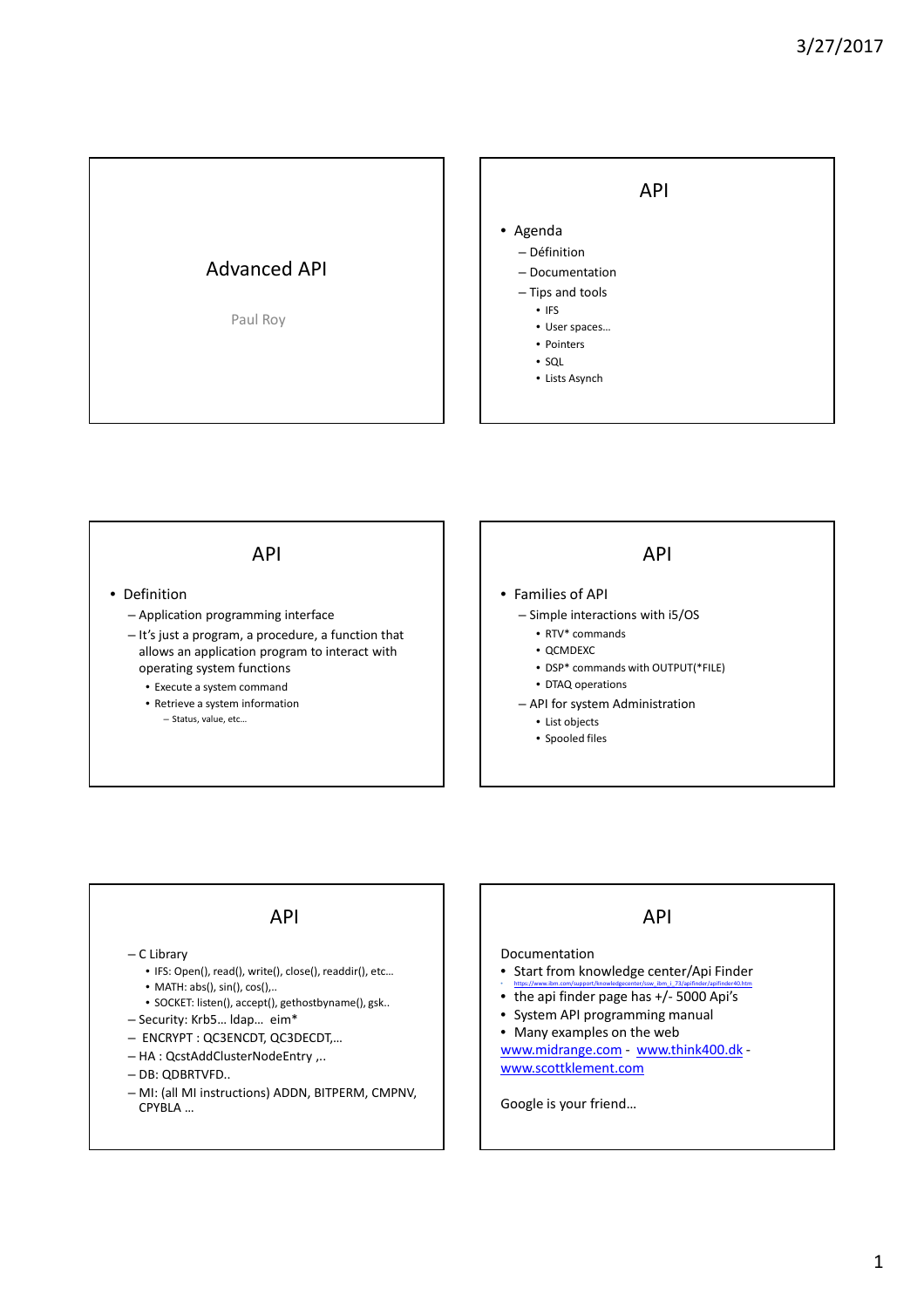# Advanced API

Paul Roy

## API

- Agenda
  - Définition
  - Documentation
  - Tips and tools
    - IFS
    - User spaces…
    - Pointers
    - SQL
    - Lists Asynch

## API

- Definition
  - Application programming interface
  - It's just a program, a procedure, a function that allows an application program to interact with operating system functions
    - Execute a system command
    - Retrieve a system information
      - Status, value, etc…

## API

- Families of API
  - Simple interactions with i5/OS
    - RTV* commands
    - QCMDEXC
    - DSP* commands with OUTPUT(*FILE)
    - DTAQ operations
  - API for system Administration
    - List objects
    - Spooled files

## API

- C Library
  - IFS: Open(), read(), write(), close(), readdir(), etc…
  - MATH: abs(), sin(), cos(),..
  - SOCKET: listen(), accept(), gethostbyname(), gsk..
- Security: Krb5… ldap… eim*
- ENCRYPT : QC3ENCDT, QC3DECDT,…
- HA : QcstAddClusterNodeEntry ,..
- DB: QDBRTVFD..
- MI: (all MI instructions) ADDN, BITPERM, CMPNV, CPYBLA …

## API

Documentation

- Start from knowledge center/Api Finder
  - https://www.ibm.com/support/knowledgecenter/ssw_ibm_i_73/apifinder/apifinder40.htm
- the api finder page has +/- 5000 Api's
- System API programming manual
- Many examples on the web

www.midrange.com - www.think400.dk - www.scottklement.com

Google is your friend…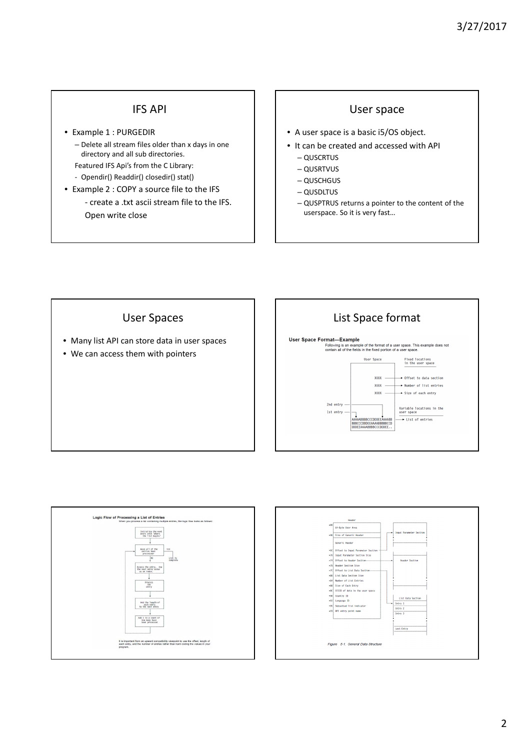## IFS API

- Example 1 : PURGEDIR
  - Delete all stream files older than x days in one directory and all sub directories.

  Featured IFS Api's from the C Library:
  - Opendir() Readdir() closedir() stat()
- Example 2 : COPY a source file to the IFS
  - create a .txt ascii stream file to the IFS.

  Open write close

## User space

- A user space is a basic i5/OS object.
- It can be created and accessed with API
  - QUSCRTUS
  - QUSRTVUS
  - QUSCHGUS
  - QUSDLTUS
  - QUSPTRUS returns a pointer to the content of the userspace. So it is very fast…

## User Spaces

- Many list API can store data in user spaces
- We can access them with pointers

## List Space format

**User Space Format—Example**

Following is an example of the format of a user space. This example does not contain all of the fields in the fixed portion of a user space.

User Space — Fixed locations in the user space

- XXXX → Offset to data section
- XXXX → Number of list entries
- XXXX → Size of each entry

2nd entry, 1st entry — Variable locations in the user space

AAAAABBBBCCCDDDEEAAAABB BBBCCCDDDEEAAAABBBBBCCD DDDEEAAAABBBBCCCDDDEE.. → List of entries

**Logic Flow of Processing a List of Entries**

When you process a list containing multiple entries, the logic flow looks as follows:

Initialize the next entry with 'where the list begins' → Have all of the entries been processed? (Yes → List is complete; No →) Access the entry. Use the next entry value as an index. → Process the entry → Add the length of each entry to the next entry → Add 1 to a count of how many have been processed

It is important from an upward compatibility viewpoint to use the offset, length of each entry, and the number of entries rather than hard coding the values in your program.

Header

- +00 64-Byte User Area
- +40 Size of Generic Header

Generic Header

- +5C Offset to Input Parameter Section
- +70 Input Parameter Section Size
- +74 Offset to Header Section
- +78 Header Section Size
- +7C Offset to List Data Section
- +80 List Data Section Size
- +84 Number of List Entries
- +88 Size of Each Entry
- +8C CCSID of data in the user space
- +90 Country ID
- +93 Language ID
- +96 Subsetted list indicator
- +C0 API entry point name

Input Parameter Section

Header Section

List Data Section

- Entry 1
- Entry 2
- Entry 3
- Last Entry

*Figure 5-1. General Data Structure*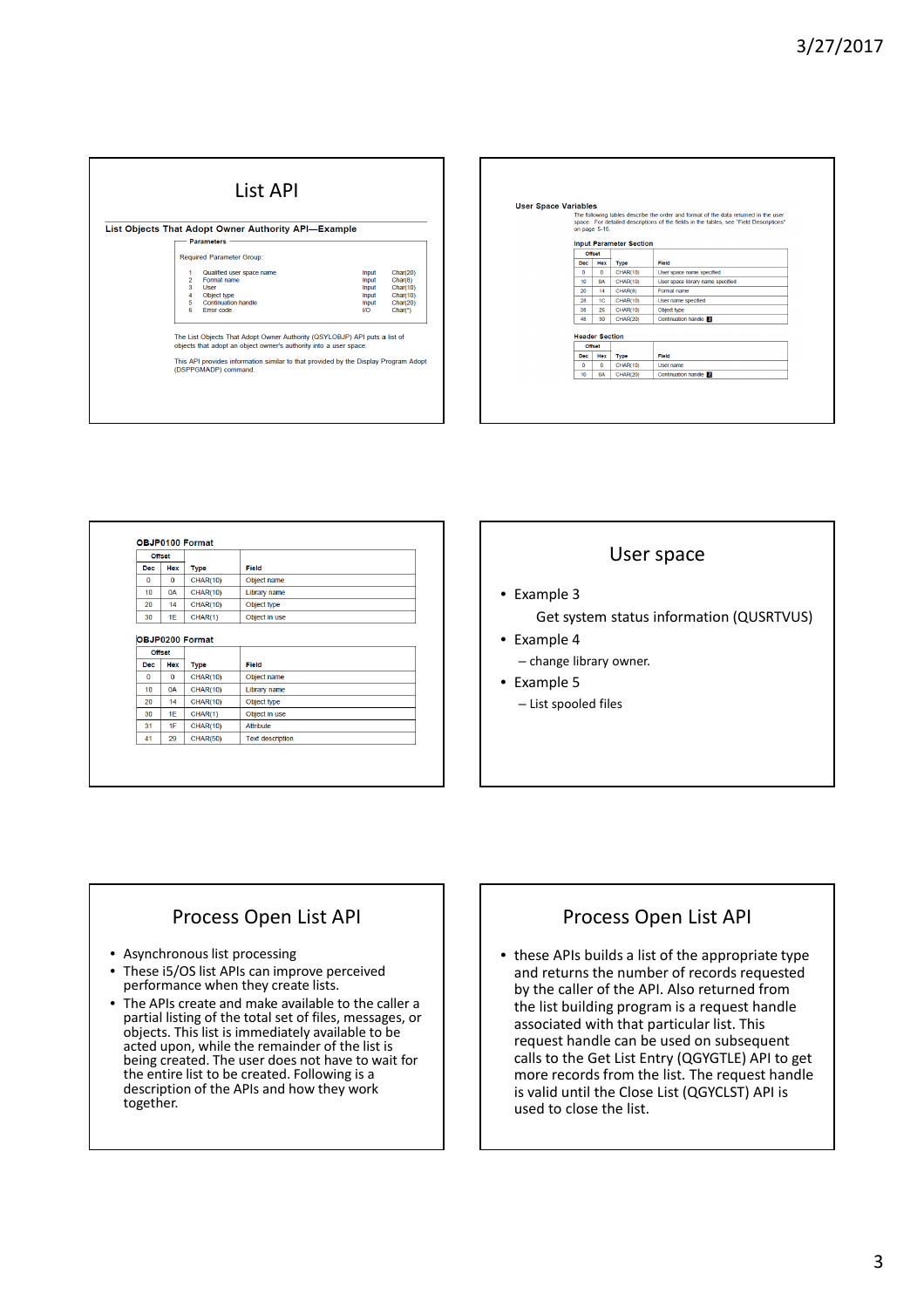# List API

## List Objects That Adopt Owner Authority API—Example

**Parameters**

Required Parameter Group:

| | | | |
|---|---|---|---|
| 1 | Qualified user space name | Input | Char(20) |
| 2 | Format name | Input | Char(8) |
| 3 | User | Input | Char(10) |
| 4 | Object type | Input | Char(10) |
| 5 | Continuation handle | Input | Char(20) |
| 6 | Error code | I/O | Char(*) |

The List Objects That Adopt Owner Authority (QSYLOBJP) API puts a list of objects that adopt an object owner's authority into a user space.

This API provides information similar to that provided by the Display Program Adopt (DSPPGMADP) command.

**User Space Variables**

The following tables describe the order and format of the data returned in the user space. For detailed descriptions of the fields in the tables, see "Field Descriptions" on page 5-15.

**Input Parameter Section**

| Offset | | | |
|---|---|---|---|
| Dec | Hex | Type | Field |
| 0 | 0 | CHAR(10) | User space name specified |
| 10 | 0A | CHAR(10) | User space library name specified |
| 20 | 14 | CHAR(8) | Format name |
| 28 | 1C | CHAR(10) | User name specified |
| 38 | 26 | CHAR(10) | Object type |
| 48 | 30 | CHAR(20) | Continuation handle |

**Header Section**

| Offset | | | |
|---|---|---|---|
| Dec | Hex | Type | Field |
| 0 | 0 | CHAR(10) | User name |
| 10 | 0A | CHAR(20) | Continuation handle |

**OBJP0100 Format**

| Offset | | | |
|---|---|---|---|
| Dec | Hex | Type | Field |
| 0 | 0 | CHAR(10) | Object name |
| 10 | 0A | CHAR(10) | Library name |
| 20 | 14 | CHAR(10) | Object type |
| 30 | 1E | CHAR(1) | Object in use |

**OBJP0200 Format**

| Offset | | | |
|---|---|---|---|
| Dec | Hex | Type | Field |
| 0 | 0 | CHAR(10) | Object name |
| 10 | 0A | CHAR(10) | Library name |
| 20 | 14 | CHAR(10) | Object type |
| 30 | 1E | CHAR(1) | Object in use |
| 31 | 1F | CHAR(10) | Attribute |
| 41 | 29 | CHAR(50) | Text description |

# User space

- Example 3
  Get system status information (QUSRTVUS)
- Example 4
  - change library owner.
- Example 5
  - List spooled files

# Process Open List API

- Asynchronous list processing
- These i5/OS list APIs can improve perceived performance when they create lists.
- The APIs create and make available to the caller a partial listing of the total set of files, messages, or objects. This list is immediately available to be acted upon, while the remainder of the list is being created. The user does not have to wait for the entire list to be created. Following is a description of the APIs and how they work together.

# Process Open List API

- these APIs builds a list of the appropriate type and returns the number of records requested by the caller of the API. Also returned from the list building program is a request handle associated with that particular list. This request handle can be used on subsequent calls to the Get List Entry (QGYGTLE) API to get more records from the list. The request handle is valid until the Close List (QGYCLST) API is used to close the list.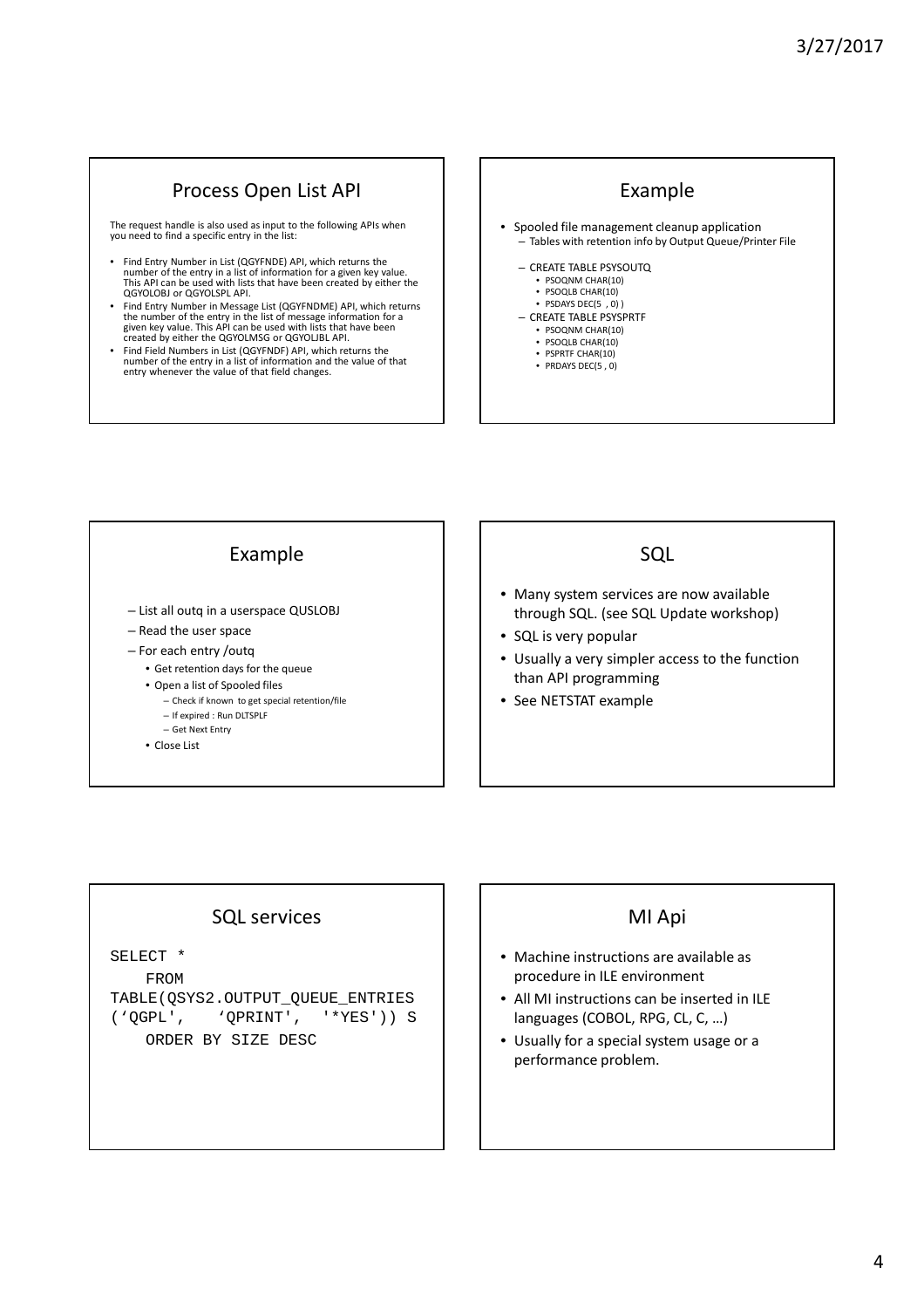## Process Open List API

The request handle is also used as input to the following APIs when you need to find a specific entry in the list:

- Find Entry Number in List (QGYFNDE) API, which returns the number of the entry in a list of information for a given key value. This API can be used with lists that have been created by either the QGYOLOBJ or QGYOLSPL API.
- Find Entry Number in Message List (QGYFNDME) API, which returns the number of the entry in the list of message information for a given key value. This API can be used with lists that have been created by either the QGYOLMSG or QGYOLJBL API.
- Find Field Numbers in List (QGYFNDF) API, which returns the number of the entry in a list of information and the value of that entry whenever the value of that field changes.

## Example

- Spooled file management cleanup application
  - Tables with retention info by Output Queue/Printer File
  - CREATE TABLE PSYSOUTQ
    - PSOQNM CHAR(10)
    - PSOQLB CHAR(10)
    - PSDAYS DEC(5 , 0) )
  - CREATE TABLE PSYSPRTF
    - PSOQNM CHAR(10)
    - PSOQLB CHAR(10)
    - PSPRTF CHAR(10)
    - PRDAYS DEC(5 , 0)

## Example

- List all outq in a userspace QUSLOBJ
- Read the user space
- For each entry /outq
  - Get retention days for the queue
  - Open a list of Spooled files
    - Check if known to get special retention/file
    - If expired : Run DLTSPLF
    - Get Next Entry
  - Close List

## SQL

- Many system services are now available through SQL. (see SQL Update workshop)
- SQL is very popular
- Usually a very simpler access to the function than API programming
- See NETSTAT example

## SQL services

```
SELECT *
   FROM
TABLE(QSYS2.OUTPUT_QUEUE_ENTRIES
('QGPL',   'QPRINT',  '*YES')) S
   ORDER BY SIZE DESC
```

## MI Api

- Machine instructions are available as procedure in ILE environment
- All MI instructions can be inserted in ILE languages (COBOL, RPG, CL, C, …)
- Usually for a special system usage or a performance problem.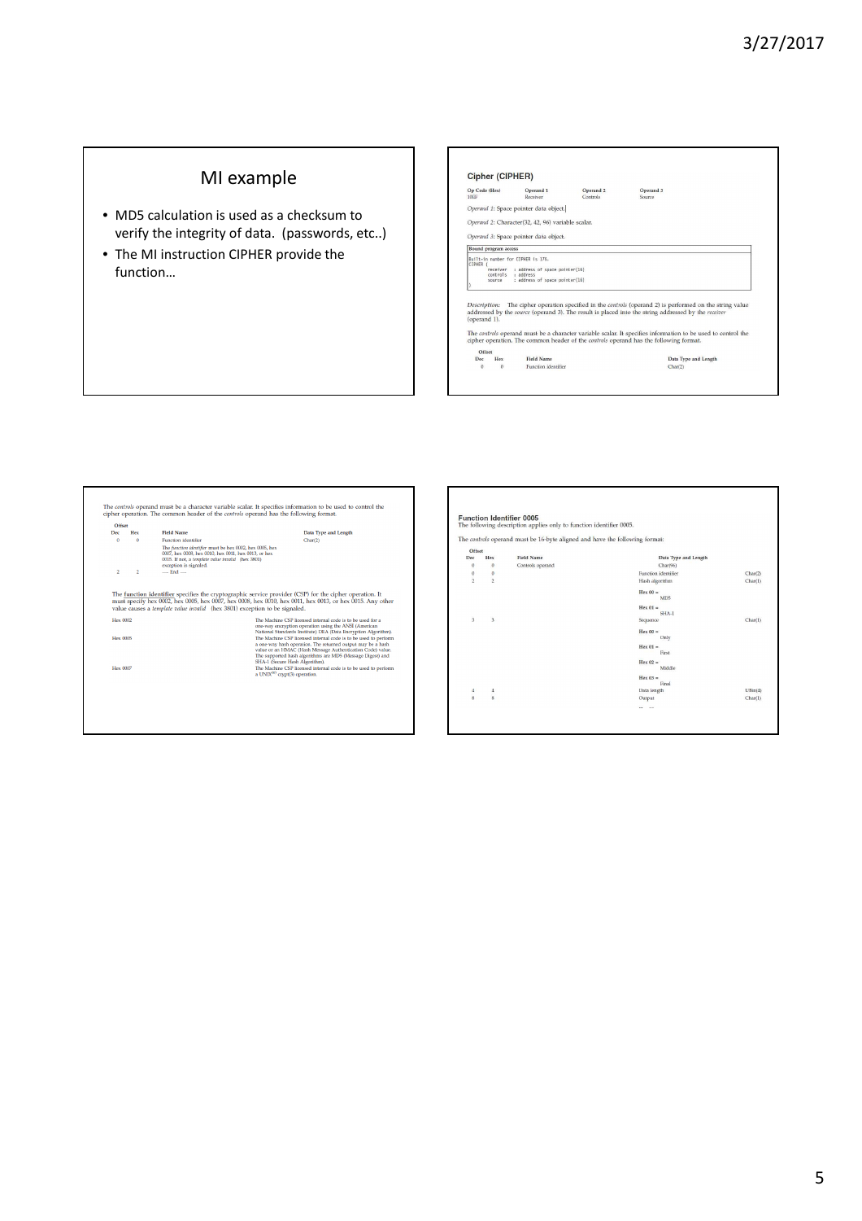## MI example

- MD5 calculation is used as a checksum to verify the integrity of data. (passwords, etc..)
- The MI instruction CIPHER provide the function…

### Cipher (CIPHER)

| Op Code (Hex) | Operand 1 | Operand 2 | Operand 3 |
|---|---|---|---|
| 10EF | Receiver | Controls | Source |

*Operand 1*: Space pointer data object.

*Operand 2*: Character(32, 42, 96) variable scalar.

*Operand 3*: Space pointer data object.

Bound program access

```
Built-in number for CIPHER is 176.
CIPHER (
        receiver   : address of space pointer(16)
        controls   : address
        source     : address of space pointer(16)
)
```

*Description:* The cipher operation specified in the *controls* (operand 2) is performed on the string value addressed by the *source* (operand 3). The result is placed into the string addressed by the *receiver* (operand 1).

The *controls* operand must be a character variable scalar. It specifies information to be used to control the cipher operation. The common header of the *controls* operand has the following format.

| Offset Dec | Hex | Field Name | Data Type and Length |
|---|---|---|---|
| 0 | 0 | Function identifier | Char(2) |

The *controls* operand must be a character variable scalar. It specifies information to be used to control the cipher operation. The common header of the *controls* operand has the following format.

| Offset Dec | Hex | Field Name | Data Type and Length |
|---|---|---|---|
| 0 | 0 | Function identifier<br>The *function identifier* must be hex 0002, hex 0005, hex 0007, hex 0008, hex 0010, hex 0011, hex 0013, or hex 0015. If not, a *template value invalid* (hex 3801) exception is signaled. | Char(2) |
| 2 | 2 | --- End --- | |

The function identifier specifies the cryptographic service provider (CSP) for the cipher operation. It must specify hex 0002, hex 0005, hex 0007, hex 0008, hex 0010, hex 0011, hex 0013, or hex 0015. Any other value causes a *template value invalid* (hex 3801) exception to be signaled.

| | |
|---|---|
| Hex 0002 | The Machine CSP licensed internal code is to be used for a one-way encryption operation using the ANSI (American National Standards Institute) DEA (Data Encryption Algorithm). |
| Hex 0005 | The Machine CSP licensed internal code is to be used to perform a one-way hash operation. The returned output may be a hash value or an HMAC (Hash Message Authentication Code) value. The supported hash algorithms are MD5 (Message Digest) and SHA-1 (Secure Hash Algorithm). |
| Hex 0007 | The Machine CSP licensed internal code is to be used to perform a UNIX[(R)] crypt(3) operation. |

### Function Identifier 0005

The following description applies only to function identifier 0005.

The *controls* operand must be 16-byte aligned and have the following format:

| Offset Dec | Hex | Field Name | | Data Type and Length | |
|---|---|---|---|---|---|
| 0 | 0 | Controls operand | | Char(96) | |
| 0 | 0 | | Function identifier | | Char(2) |
| 2 | 2 | | Hash algorithm<br>Hex 00 = MD5<br>Hex 01 = SHA-1 | | Char(1) |
| 3 | 3 | | Sequence<br>Hex 00 = Only<br>Hex 01 = First<br>Hex 02 = Middle<br>Hex 03 = Final | | Char(1) |
| 4 | 4 | | Data length | | UBin(4) |
| 8 | 8 | | Output | | Char(1) |
| ... | ... | | | | |